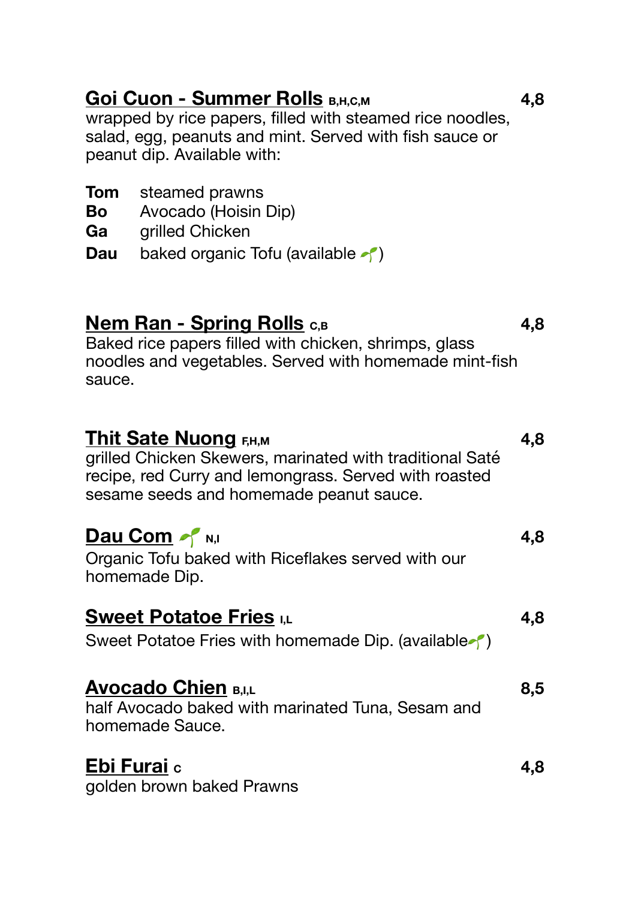## Goi Cuon - Summer Rolls B,H,C,M — 4,8

wrapped by rice papers, filled with steamed rice noodles, salad, egg, peanuts and mint. Served with fish sauce or peanut dip. Available with:

**Tom** steamed prawns
**Bo** Avocado (Hoisin Dip)
**Ga** grilled Chicken
**Dau** baked organic Tofu (available 🌱)

## Nem Ran - Spring Rolls C,B — 4,8

Baked rice papers filled with chicken, shrimps, glass noodles and vegetables. Served with homemade mint-fish sauce.

## Thit Sate Nuong F,H,M — 4,8

grilled Chicken Skewers, marinated with traditional Saté recipe, red Curry and lemongrass. Served with roasted sesame seeds and homemade peanut sauce.

## Dau Com 🌱 N,I — 4,8

Organic Tofu baked with Riceflakes served with our homemade Dip.

## Sweet Potatoe Fries I,L — 4,8

Sweet Potatoe Fries with homemade Dip. (available🌱)

## Avocado Chien B,I,L — 8,5

half Avocado baked with marinated Tuna, Sesam and homemade Sauce.

## Ebi Furai C — 4,8

golden brown baked Prawns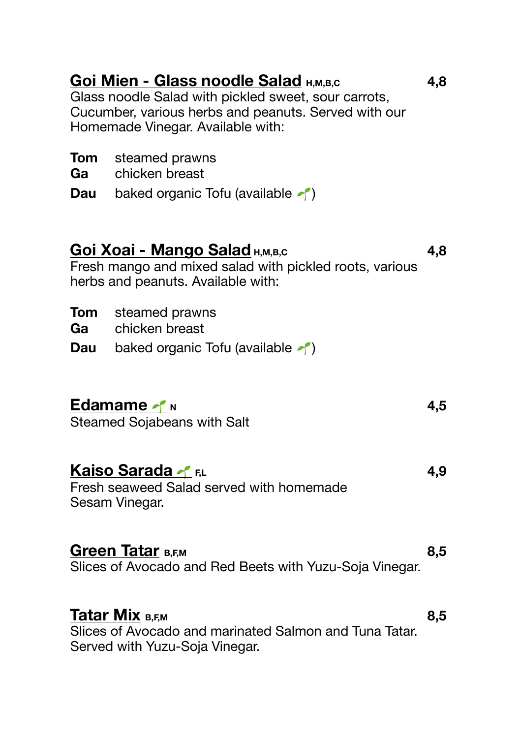## Goi Mien - Glass noodle Salad H,M,B,C — 4,8

Glass noodle Salad with pickled sweet, sour carrots, Cucumber, various herbs and peanuts. Served with our Homemade Vinegar. Available with:

**Tom** steamed prawns
**Ga** chicken breast
**Dau** baked organic Tofu (available 🌱)

## Goi Xoai - Mango Salad H,M,B,C — 4,8

Fresh mango and mixed salad with pickled roots, various herbs and peanuts. Available with:

**Tom** steamed prawns
**Ga** chicken breast
**Dau** baked organic Tofu (available 🌱)

## Edamame 🌱 N — 4,5

Steamed Sojabeans with Salt

## Kaiso Sarada 🌱 F,L — 4,9

Fresh seaweed Salad served with homemade Sesam Vinegar.

## Green Tatar B,F,M — 8,5

Slices of Avocado and Red Beets with Yuzu-Soja Vinegar.

## Tatar Mix B,F,M — 8,5

Slices of Avocado and marinated Salmon and Tuna Tatar. Served with Yuzu-Soja Vinegar.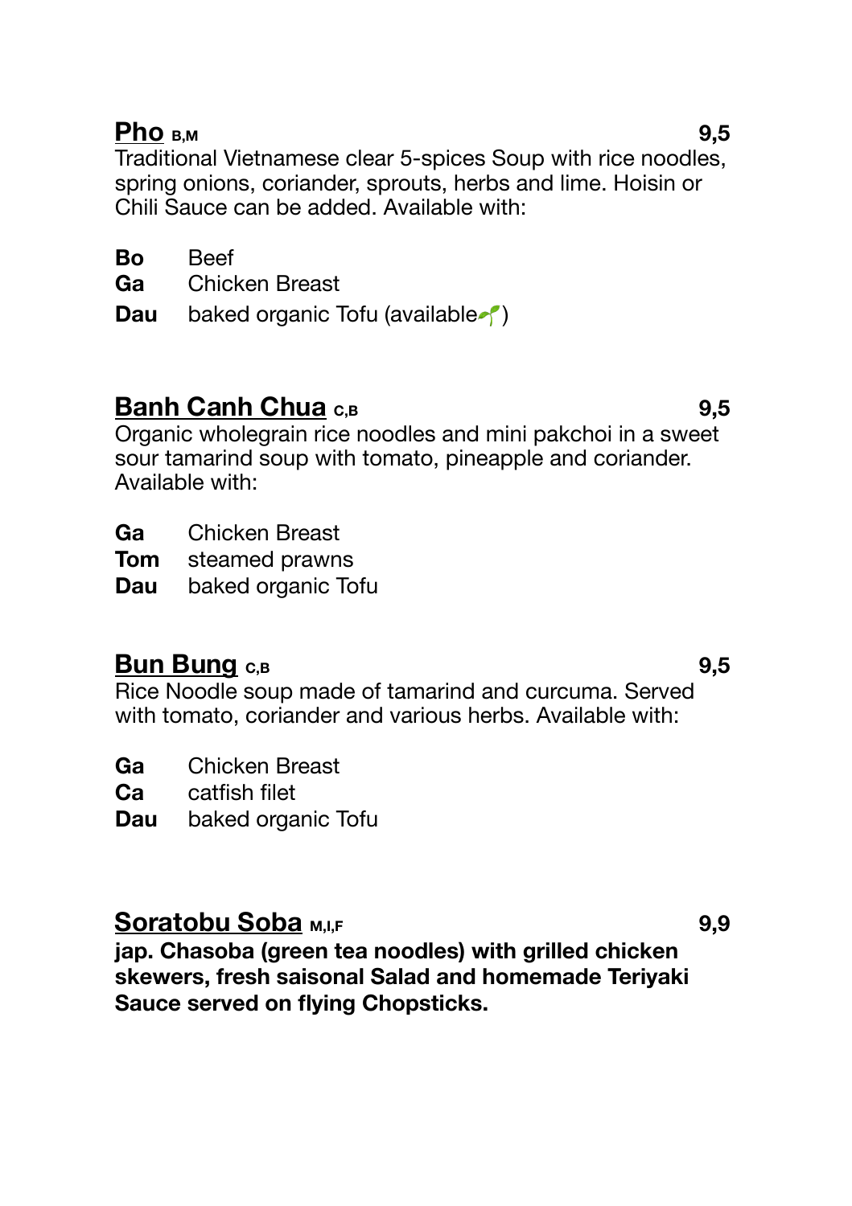## Pho B,M 9,5

Traditional Vietnamese clear 5-spices Soup with rice noodles, spring onions, coriander, sprouts, herbs and lime. Hoisin or Chili Sauce can be added. Available with:

**Bo** Beef
**Ga** Chicken Breast
**Dau** baked organic Tofu (available🌱)

## Banh Canh Chua C,B 9,5

Organic wholegrain rice noodles and mini pakchoi in a sweet sour tamarind soup with tomato, pineapple and coriander. Available with:

**Ga** Chicken Breast
**Tom** steamed prawns
**Dau** baked organic Tofu

## Bun Bung C,B 9,5

Rice Noodle soup made of tamarind and curcuma. Served with tomato, coriander and various herbs. Available with:

**Ga** Chicken Breast
**Ca** catfish filet
**Dau** baked organic Tofu

## Soratobu Soba M,I,F 9,9

**jap. Chasoba (green tea noodles) with grilled chicken skewers, fresh saisonal Salad and homemade Teriyaki Sauce served on flying Chopsticks.**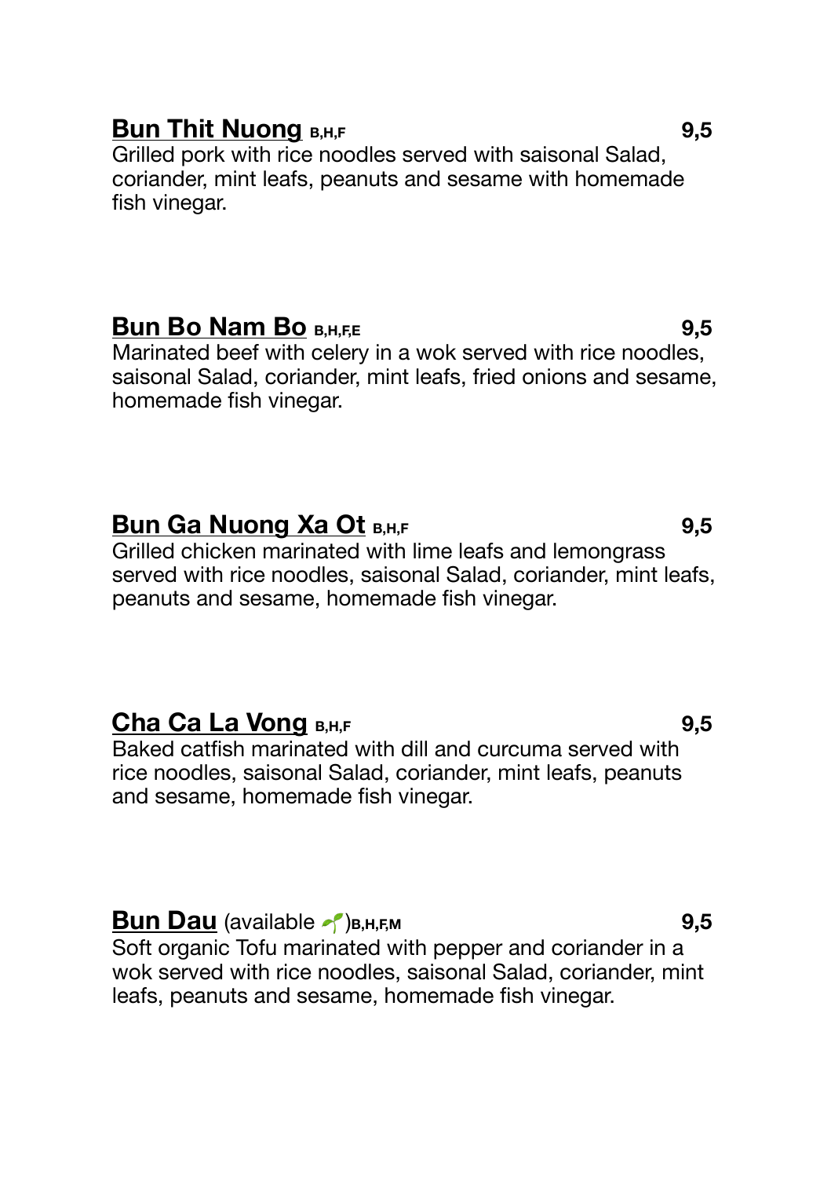**Bun Thit Nuong** B,H,F **9,5**

Grilled pork with rice noodles served with saisonal Salad, coriander, mint leafs, peanuts and sesame with homemade fish vinegar.

**Bun Bo Nam Bo** B,H,F,E **9,5**

Marinated beef with celery in a wok served with rice noodles, saisonal Salad, coriander, mint leafs, fried onions and sesame, homemade fish vinegar.

**Bun Ga Nuong Xa Ot** B,H,F **9,5**

Grilled chicken marinated with lime leafs and lemongrass served with rice noodles, saisonal Salad, coriander, mint leafs, peanuts and sesame, homemade fish vinegar.

**Cha Ca La Vong** B,H,F **9,5**

Baked catfish marinated with dill and curcuma served with rice noodles, saisonal Salad, coriander, mint leafs, peanuts and sesame, homemade fish vinegar.

**Bun Dau** (available 🌱)B,H,F,M **9,5**

Soft organic Tofu marinated with pepper and coriander in a wok served with rice noodles, saisonal Salad, coriander, mint leafs, peanuts and sesame, homemade fish vinegar.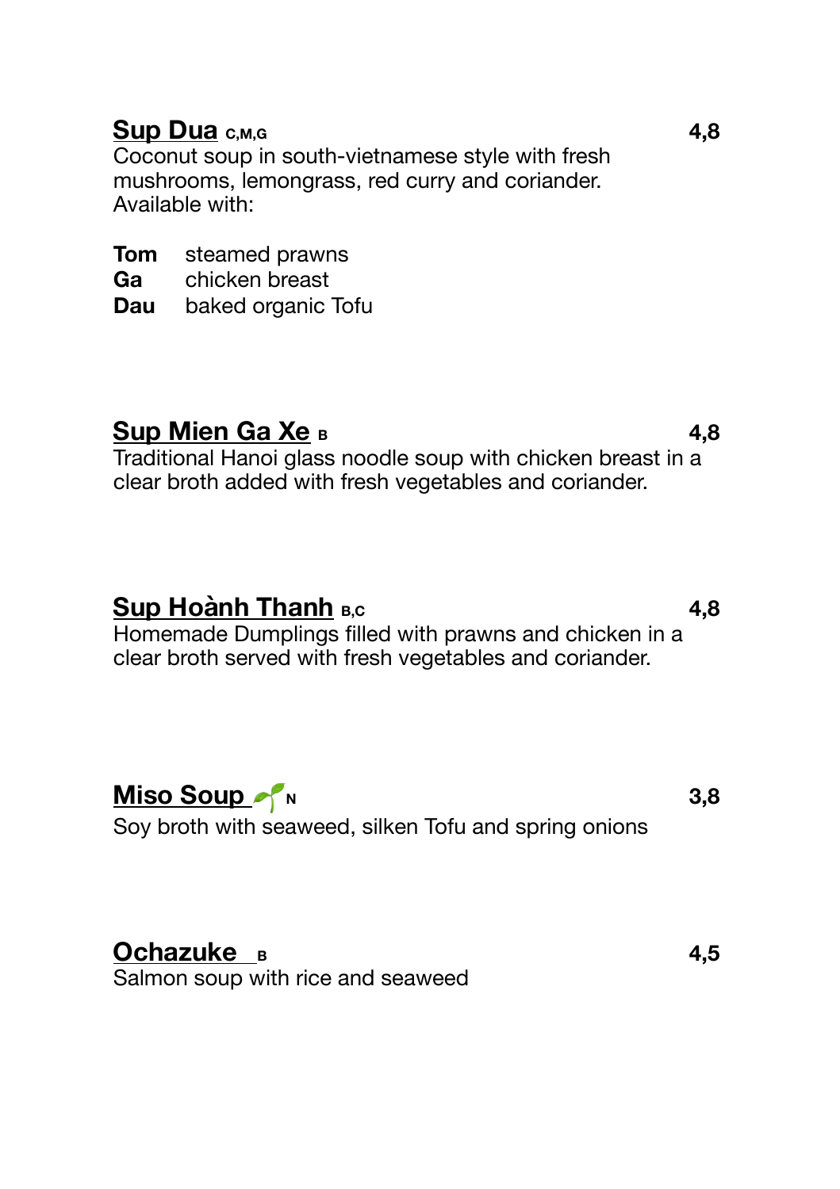**Sup Dua** C,M,G — **4,8**

Coconut soup in south-vietnamese style with fresh mushrooms, lemongrass, red curry and coriander.
Available with:

**Tom** steamed prawns
**Ga** chicken breast
**Dau** baked organic Tofu

**Sup Mien Ga Xe** B — **4,8**

Traditional Hanoi glass noodle soup with chicken breast in a clear broth added with fresh vegetables and coriander.

**Sup Hoành Thanh** B,C — **4,8**

Homemade Dumplings filled with prawns and chicken in a clear broth served with fresh vegetables and coriander.

**Miso Soup** 🌱 N — **3,8**

Soy broth with seaweed, silken Tofu and spring onions

**Ochazuke** B — **4,5**

Salmon soup with rice and seaweed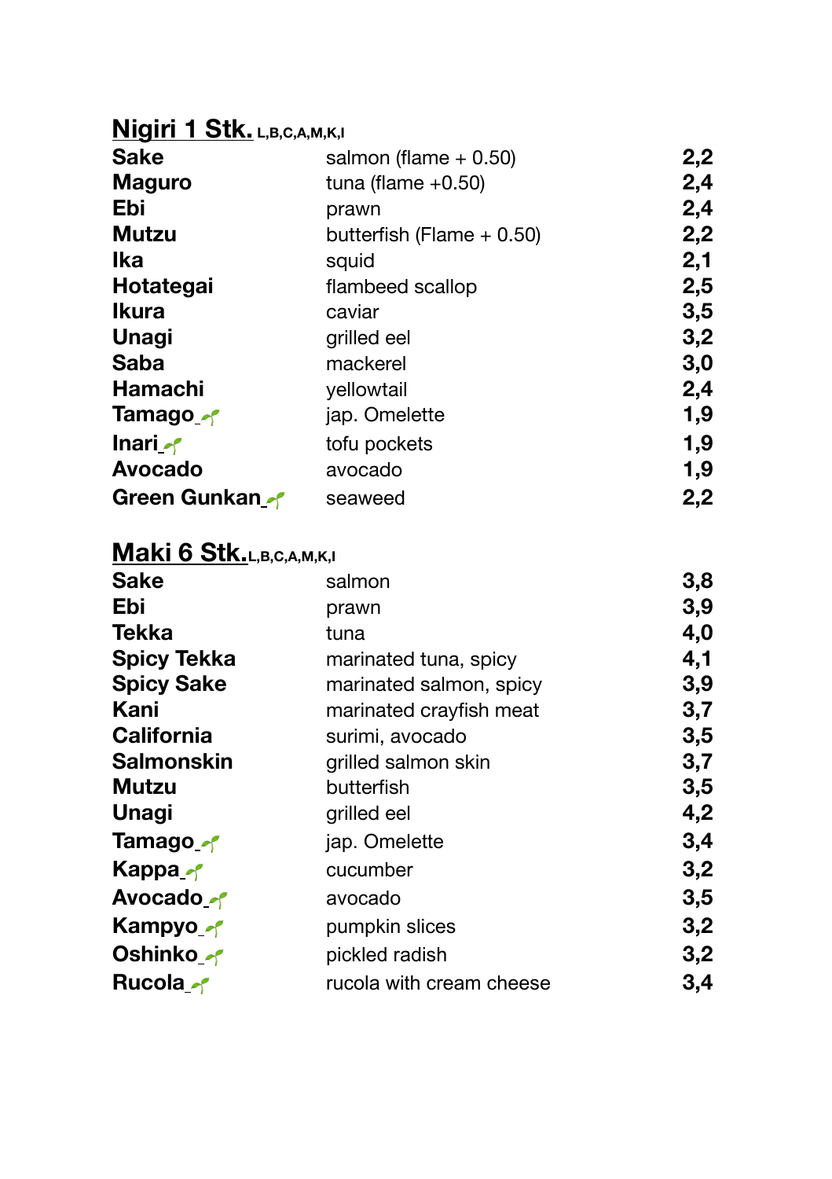## Nigiri 1 Stk. L,B,C,A,M,K,I

| | | |
|---|---|---|
| **Sake** | salmon (flame + 0.50) | **2,2** |
| **Maguro** | tuna (flame +0.50) | **2,4** |
| **Ebi** | prawn | **2,4** |
| **Mutzu** | butterfish (Flame + 0.50) | **2,2** |
| **Ika** | squid | **2,1** |
| **Hotategai** | flambeed scallop | **2,5** |
| **Ikura** | caviar | **3,5** |
| **Unagi** | grilled eel | **3,2** |
| **Saba** | mackerel | **3,0** |
| **Hamachi** | yellowtail | **2,4** |
| **Tamago** 🌱 | jap. Omelette | **1,9** |
| **Inari** 🌱 | tofu pockets | **1,9** |
| **Avocado** | avocado | **1,9** |
| **Green Gunkan** 🌱 | seaweed | **2,2** |

## Maki 6 Stk. L,B,C,A,M,K,I

| | | |
|---|---|---|
| **Sake** | salmon | **3,8** |
| **Ebi** | prawn | **3,9** |
| **Tekka** | tuna | **4,0** |
| **Spicy Tekka** | marinated tuna, spicy | **4,1** |
| **Spicy Sake** | marinated salmon, spicy | **3,9** |
| **Kani** | marinated crayfish meat | **3,7** |
| **California** | surimi, avocado | **3,5** |
| **Salmonskin** | grilled salmon skin | **3,7** |
| **Mutzu** | butterfish | **3,5** |
| **Unagi** | grilled eel | **4,2** |
| **Tamago** 🌱 | jap. Omelette | **3,4** |
| **Kappa** 🌱 | cucumber | **3,2** |
| **Avocado** 🌱 | avocado | **3,5** |
| **Kampyo** 🌱 | pumpkin slices | **3,2** |
| **Oshinko** 🌱 | pickled radish | **3,2** |
| **Rucola** 🌱 | rucola with cream cheese | **3,4** |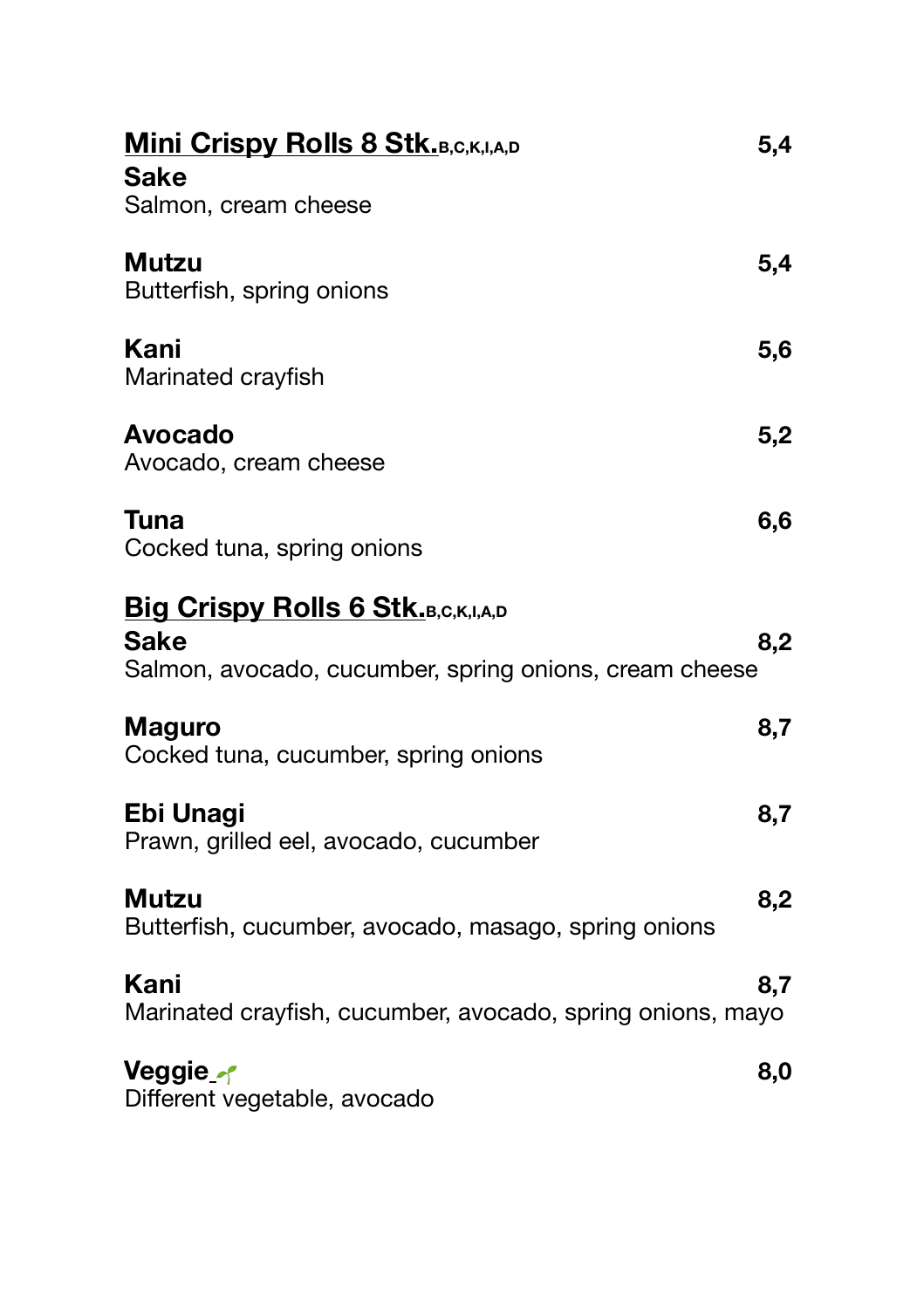## Mini Crispy Rolls 8 Stk.B,C,K,I,A,D

**Sake** 5,4
Salmon, cream cheese

**Mutzu** 5,4
Butterfish, spring onions

**Kani** 5,6
Marinated crayfish

**Avocado** 5,2
Avocado, cream cheese

**Tuna** 6,6
Cocked tuna, spring onions

## Big Crispy Rolls 6 Stk.B,C,K,I,A,D

**Sake** 8,2
Salmon, avocado, cucumber, spring onions, cream cheese

**Maguro** 8,7
Cocked tuna, cucumber, spring onions

**Ebi Unagi** 8,7
Prawn, grilled eel, avocado, cucumber

**Mutzu** 8,2
Butterfish, cucumber, avocado, masago, spring onions

**Kani** 8,7
Marinated crayfish, cucumber, avocado, spring onions, mayo

**Veggie** 🌱 8,0
Different vegetable, avocado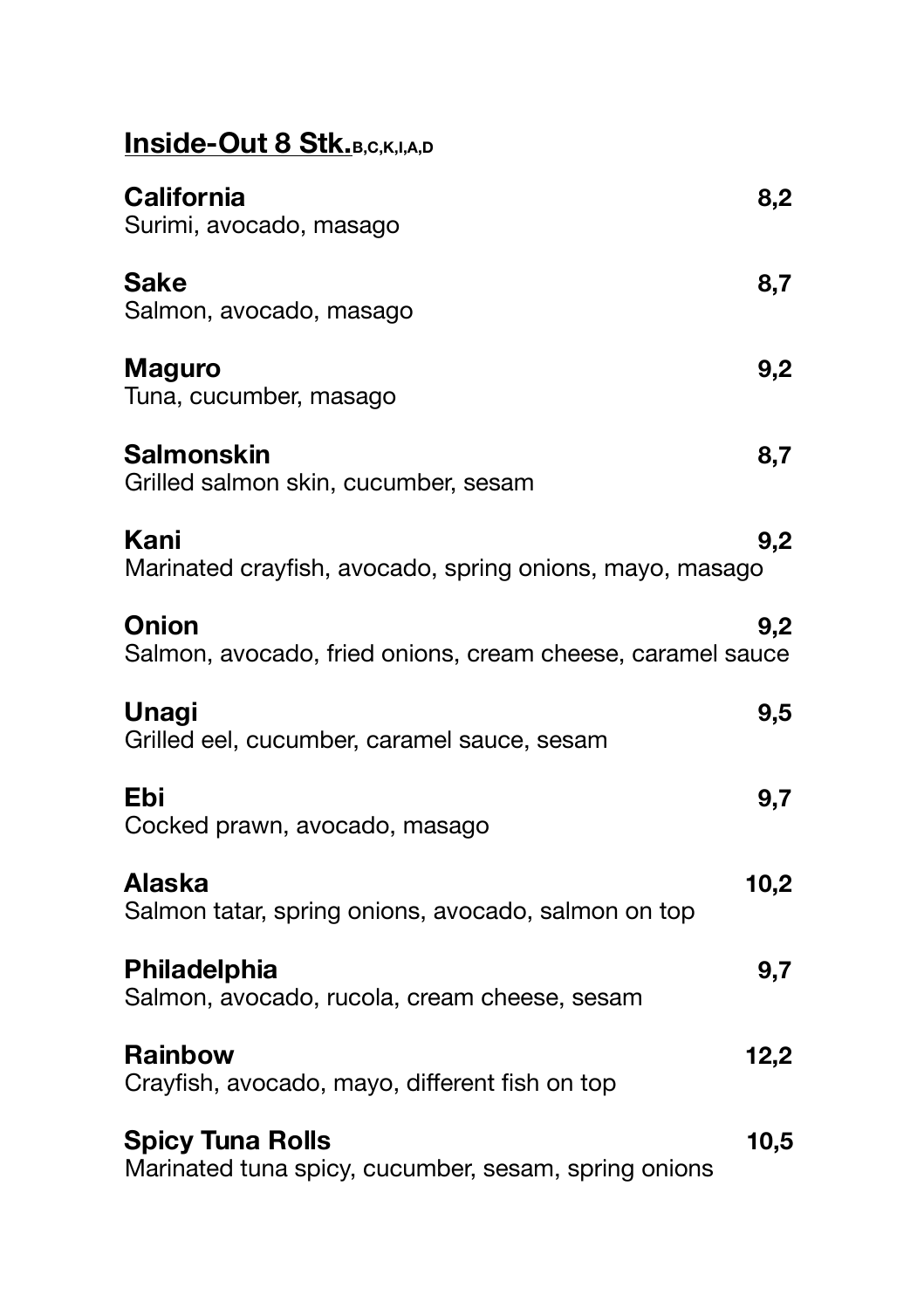## Inside-Out 8 Stk.B,C,K,I,A,D

**California** **8,2**
Surimi, avocado, masago

**Sake** **8,7**
Salmon, avocado, masago

**Maguro** **9,2**
Tuna, cucumber, masago

**Salmonskin** **8,7**
Grilled salmon skin, cucumber, sesam

**Kani** **9,2**
Marinated crayfish, avocado, spring onions, mayo, masago

**Onion** **9,2**
Salmon, avocado, fried onions, cream cheese, caramel sauce

**Unagi** **9,5**
Grilled eel, cucumber, caramel sauce, sesam

**Ebi** **9,7**
Cocked prawn, avocado, masago

**Alaska** **10,2**
Salmon tatar, spring onions, avocado, salmon on top

**Philadelphia** **9,7**
Salmon, avocado, rucola, cream cheese, sesam

**Rainbow** **12,2**
Crayfish, avocado, mayo, different fish on top

**Spicy Tuna Rolls** **10,5**
Marinated tuna spicy, cucumber, sesam, spring onions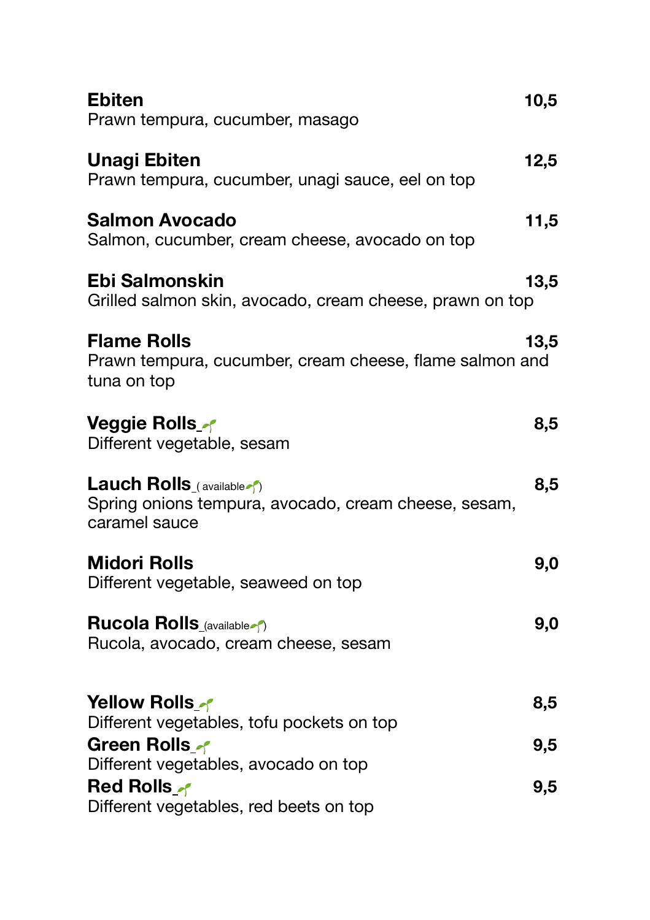**Ebiten** 10,5
Prawn tempura, cucumber, masago

**Unagi Ebiten** 12,5
Prawn tempura, cucumber, unagi sauce, eel on top

**Salmon Avocado** 11,5
Salmon, cucumber, cream cheese, avocado on top

**Ebi Salmonskin** 13,5
Grilled salmon skin, avocado, cream cheese, prawn on top

**Flame Rolls** 13,5
Prawn tempura, cucumber, cream cheese, flame salmon and tuna on top

**Veggie Rolls** 🌱 8,5
Different vegetable, sesam

**Lauch Rolls** ( available 🌱) 8,5
Spring onions tempura, avocado, cream cheese, sesam, caramel sauce

**Midori Rolls** 9,0
Different vegetable, seaweed on top

**Rucola Rolls** (available 🌱) 9,0
Rucola, avocado, cream cheese, sesam

**Yellow Rolls** 🌱 8,5
Different vegetables, tofu pockets on top

**Green Rolls** 🌱 9,5
Different vegetables, avocado on top

**Red Rolls** 🌱 9,5
Different vegetables, red beets on top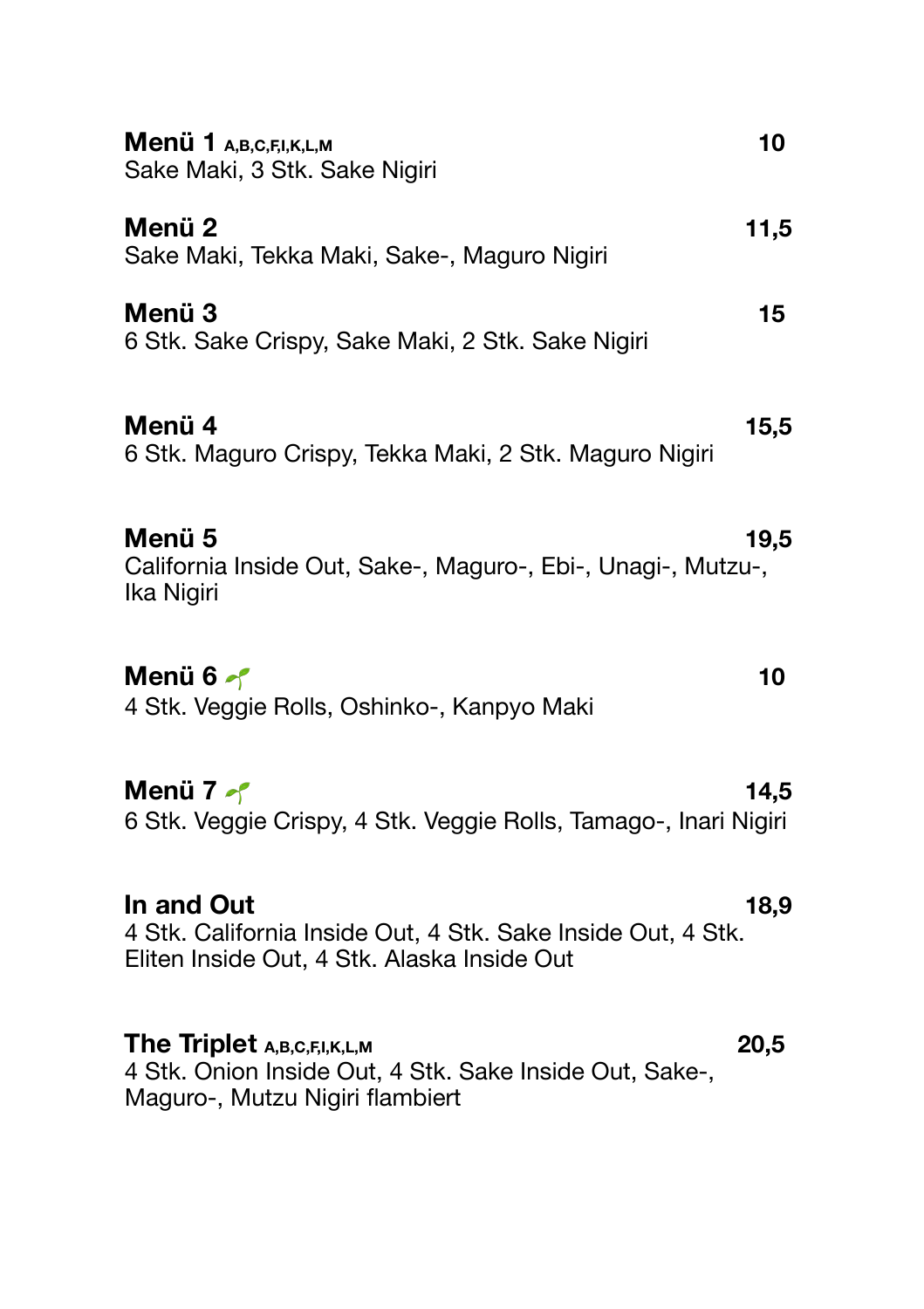**Menü 1** A,B,C,F,I,K,L,M **10**
Sake Maki, 3 Stk. Sake Nigiri

**Menü 2** **11,5**
Sake Maki, Tekka Maki, Sake-, Maguro Nigiri

**Menü 3** **15**
6 Stk. Sake Crispy, Sake Maki, 2 Stk. Sake Nigiri

**Menü 4** **15,5**
6 Stk. Maguro Crispy, Tekka Maki, 2 Stk. Maguro Nigiri

**Menü 5** **19,5**
California Inside Out, Sake-, Maguro-, Ebi-, Unagi-, Mutzu-, Ika Nigiri

**Menü 6** 🌱 **10**
4 Stk. Veggie Rolls, Oshinko-, Kanpyo Maki

**Menü 7** 🌱 **14,5**
6 Stk. Veggie Crispy, 4 Stk. Veggie Rolls, Tamago-, Inari Nigiri

**In and Out** **18,9**
4 Stk. California Inside Out, 4 Stk. Sake Inside Out, 4 Stk. Eliten Inside Out, 4 Stk. Alaska Inside Out

**The Triplet** A,B,C,F,I,K,L,M **20,5**
4 Stk. Onion Inside Out, 4 Stk. Sake Inside Out, Sake-, Maguro-, Mutzu Nigiri flambiert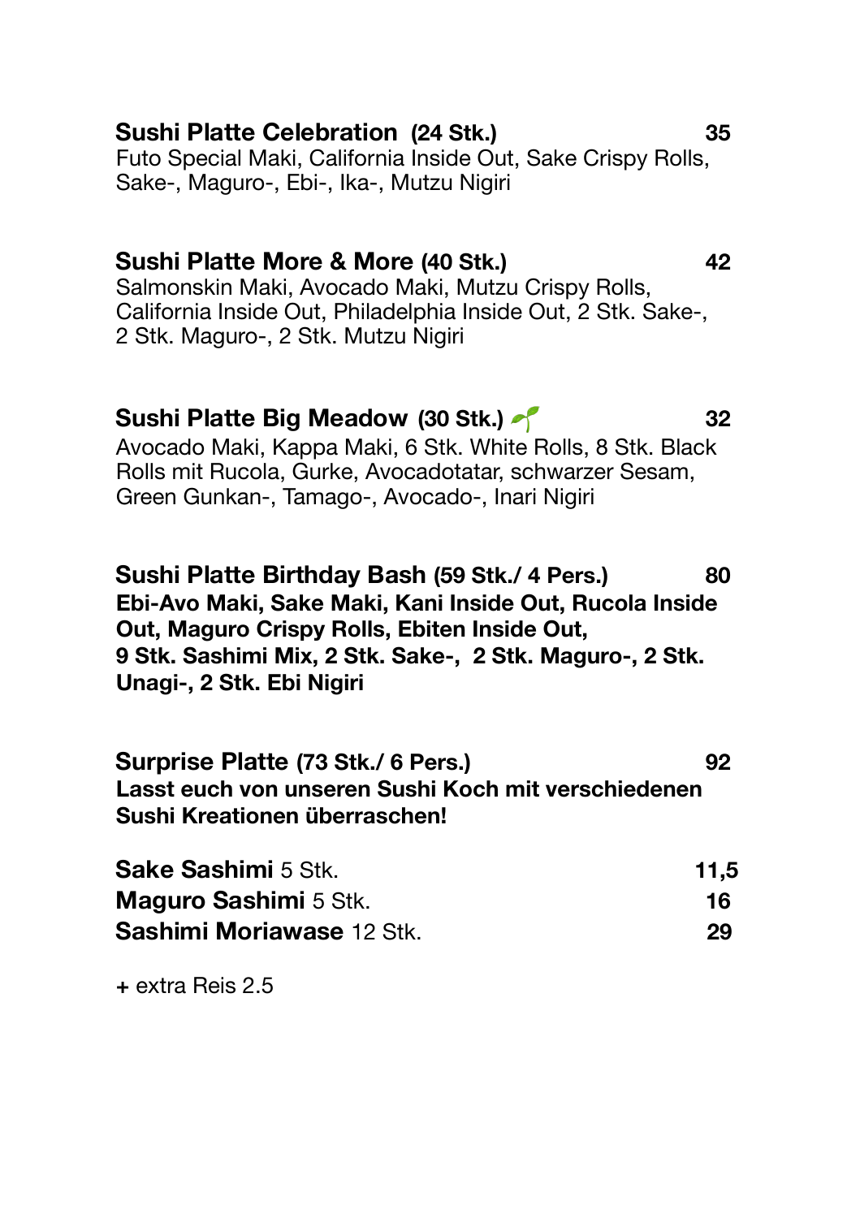**Sushi Platte Celebration (24 Stk.)** **35**
Futo Special Maki, California Inside Out, Sake Crispy Rolls, Sake-, Maguro-, Ebi-, Ika-, Mutzu Nigiri

**Sushi Platte More & More (40 Stk.)** **42**
Salmonskin Maki, Avocado Maki, Mutzu Crispy Rolls, California Inside Out, Philadelphia Inside Out, 2 Stk. Sake-, 2 Stk. Maguro-, 2 Stk. Mutzu Nigiri

**Sushi Platte Big Meadow (30 Stk.)** 🌱 **32**
Avocado Maki, Kappa Maki, 6 Stk. White Rolls, 8 Stk. Black Rolls mit Rucola, Gurke, Avocadotatar, schwarzer Sesam, Green Gunkan-, Tamago-, Avocado-, Inari Nigiri

**Sushi Platte Birthday Bash (59 Stk./ 4 Pers.)** **80**
**Ebi-Avo Maki, Sake Maki, Kani Inside Out, Rucola Inside Out, Maguro Crispy Rolls, Ebiten Inside Out, 9 Stk. Sashimi Mix, 2 Stk. Sake-, 2 Stk. Maguro-, 2 Stk. Unagi-, 2 Stk. Ebi Nigiri**

**Surprise Platte (73 Stk./ 6 Pers.)** **92**
**Lasst euch von unseren Sushi Koch mit verschiedenen Sushi Kreationen überraschen!**

| | |
|---|---|
| **Sake Sashimi** 5 Stk. | **11,5** |
| **Maguro Sashimi** 5 Stk. | **16** |
| **Sashimi Moriawase** 12 Stk. | **29** |

**+** extra Reis 2.5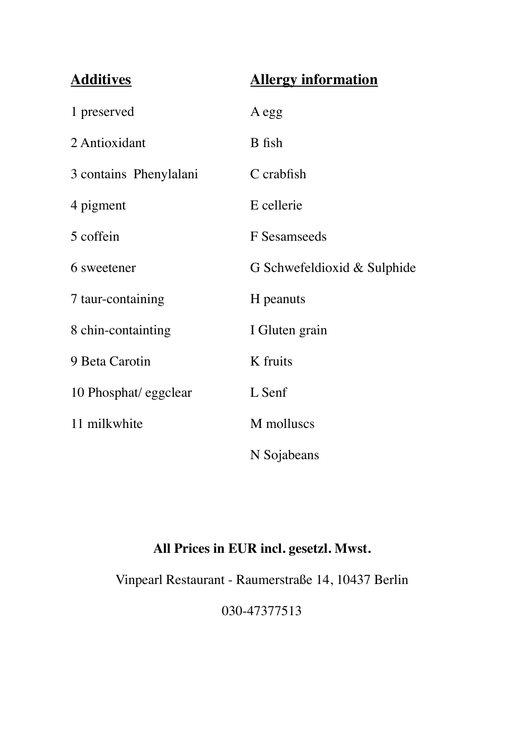| **Additives** | **Allergy information** |
|---|---|
| 1 preserved | A egg |
| 2 Antioxidant | B fish |
| 3 contains  Phenylalani | C crabfish |
| 4 pigment | E cellerie |
| 5 coffein | F Sesamseeds |
| 6 sweetener | G Schwefeldioxid & Sulphide |
| 7 taur-containing | H peanuts |
| 8 chin-containting | I Gluten grain |
| 9 Beta Carotin | K fruits |
| 10 Phosphat/ eggclear | L Senf |
| 11 milkwhite | M molluscs |
| | N Sojabeans |

**All Prices in EUR incl. gesetzl. Mwst.**

Vinpearl Restaurant - Raumerstraße 14, 10437 Berlin

030-47377513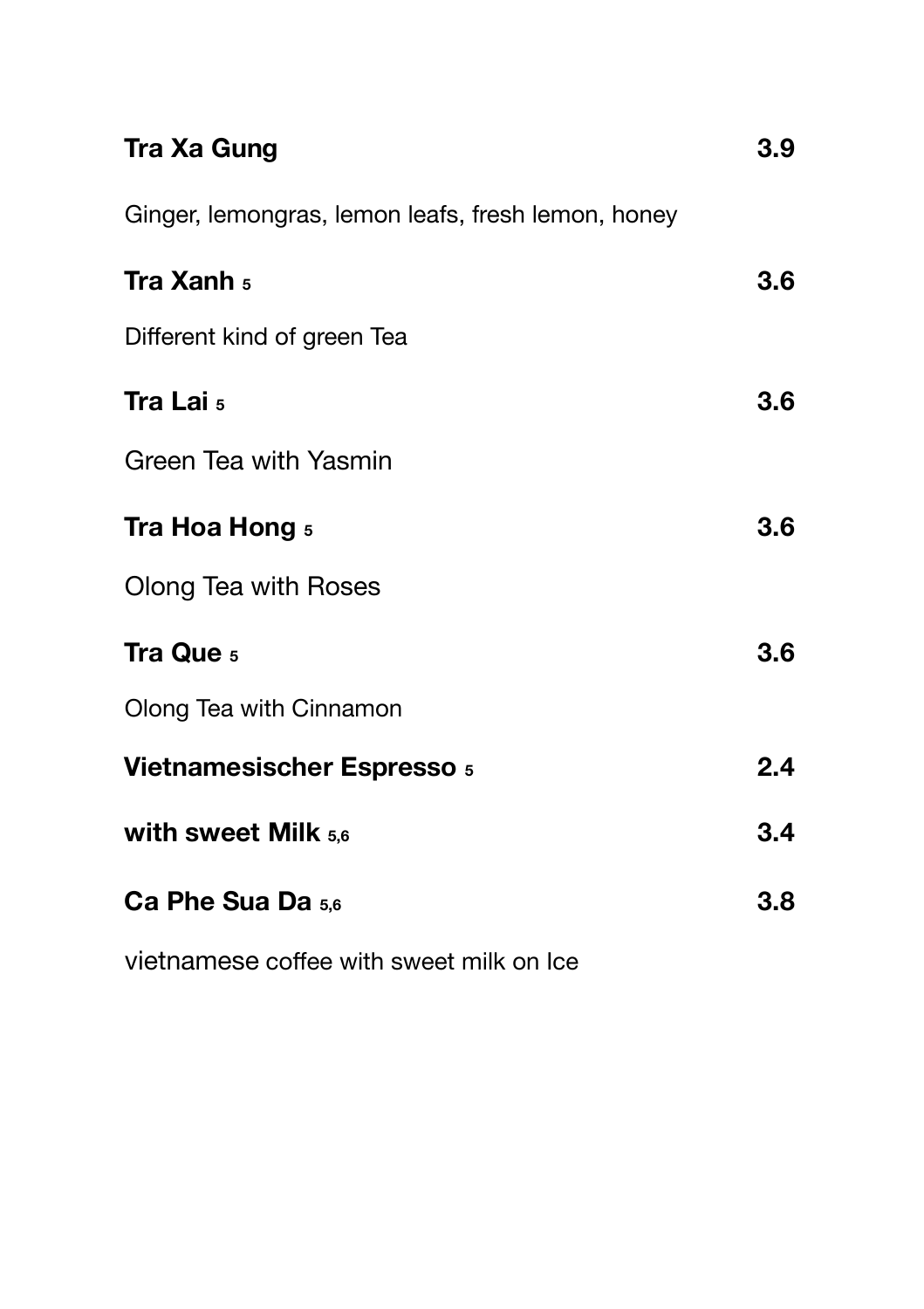**Tra Xa Gung** 3.9

Ginger, lemongras, lemon leafs, fresh lemon, honey

**Tra Xanh** [5] 3.6

Different kind of green Tea

**Tra Lai** [5] 3.6

Green Tea with Yasmin

**Tra Hoa Hong** [5] 3.6

Olong Tea with Roses

**Tra Que** [5] 3.6

Olong Tea with Cinnamon

**Vietnamesischer Espresso** [5] 2.4

**with sweet Milk** [5,6] 3.4

**Ca Phe Sua Da** [5,6] 3.8

vietnamese coffee with sweet milk on Ice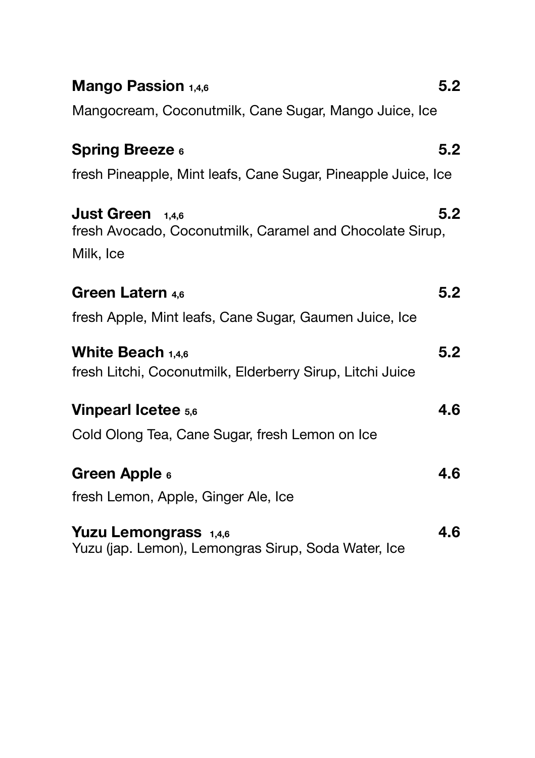**Mango Passion** 1,4,6 — **5.2**

Mangocream, Coconutmilk, Cane Sugar, Mango Juice, Ice

**Spring Breeze** 6 — **5.2**

fresh Pineapple, Mint leafs, Cane Sugar, Pineapple Juice, Ice

**Just Green** 1,4,6 — **5.2**

fresh Avocado, Coconutmilk, Caramel and Chocolate Sirup, Milk, Ice

**Green Latern** 4,6 — **5.2**

fresh Apple, Mint leafs, Cane Sugar, Gaumen Juice, Ice

**White Beach** 1,4,6 — **5.2**

fresh Litchi, Coconutmilk, Elderberry Sirup, Litchi Juice

**Vinpearl Icetee** 5,6 — **4.6**

Cold Olong Tea, Cane Sugar, fresh Lemon on Ice

**Green Apple** 6 — **4.6**

fresh Lemon, Apple, Ginger Ale, Ice

**Yuzu Lemongrass** 1,4,6 — **4.6**

Yuzu (jap. Lemon), Lemongras Sirup, Soda Water, Ice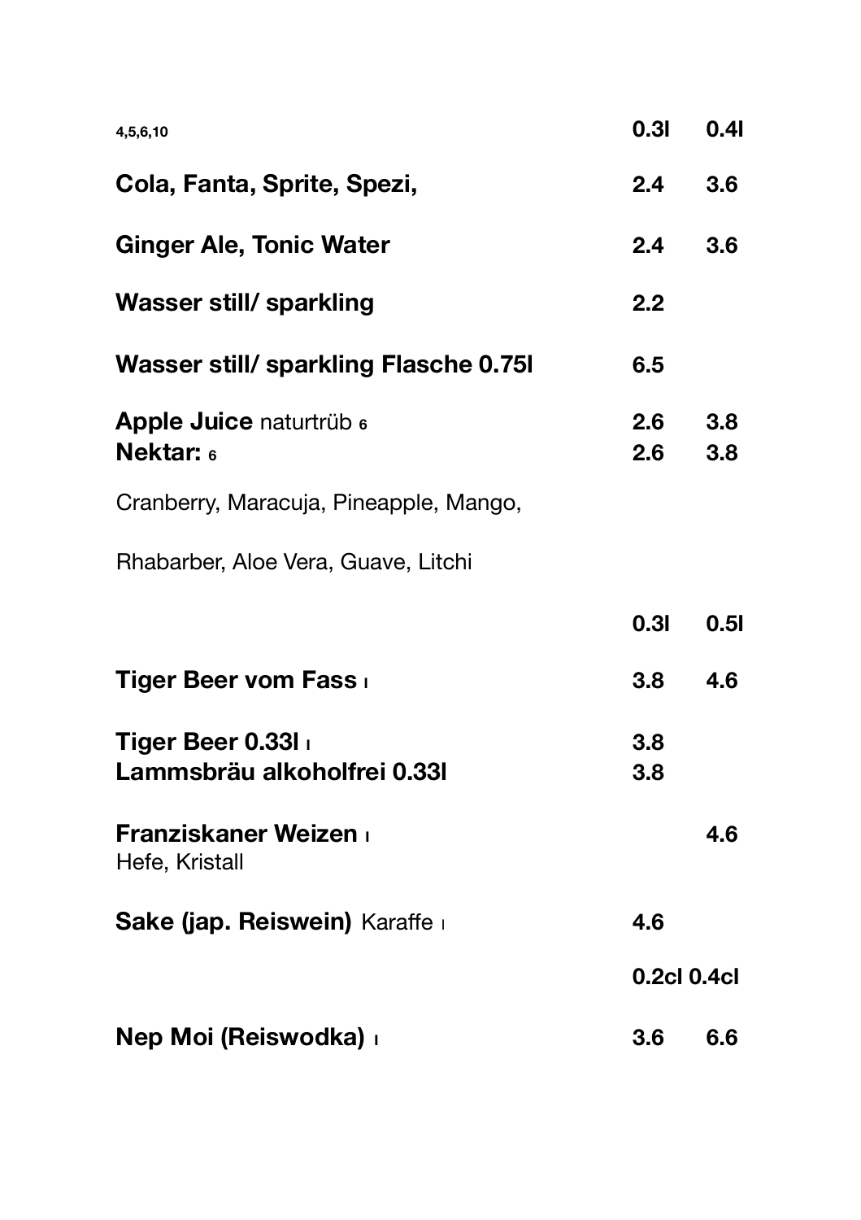| 4,5,6,10 | 0.3l | 0.4l |
|---|---|---|
| **Cola, Fanta, Sprite, Spezi,** | 2.4 | 3.6 |
| **Ginger Ale, Tonic Water** | 2.4 | 3.6 |
| **Wasser still/ sparkling** | 2.2 | |
| **Wasser still/ sparkling Flasche 0.75l** | 6.5 | |
| **Apple Juice** naturtrüb 6 | 2.6 | 3.8 |
| **Nektar:** 6 | 2.6 | 3.8 |
| Cranberry, Maracuja, Pineapple, Mango, | | |
| Rhabarber, Aloe Vera, Guave, Litchi | | |

| | 0.3l | 0.5l |
|---|---|---|
| **Tiger Beer vom Fass** I | 3.8 | 4.6 |
| **Tiger Beer 0.33l** I | 3.8 | |
| **Lammsbräu alkoholfrei 0.33l** | 3.8 | |
| **Franziskaner Weizen** I<br>Hefe, Kristall | | 4.6 |
| **Sake (jap. Reiswein)** Karaffe I | 4.6 | |

| | 0.2cl | 0.4cl |
|---|---|---|
| **Nep Moi (Reiswodka)** I | 3.6 | 6.6 |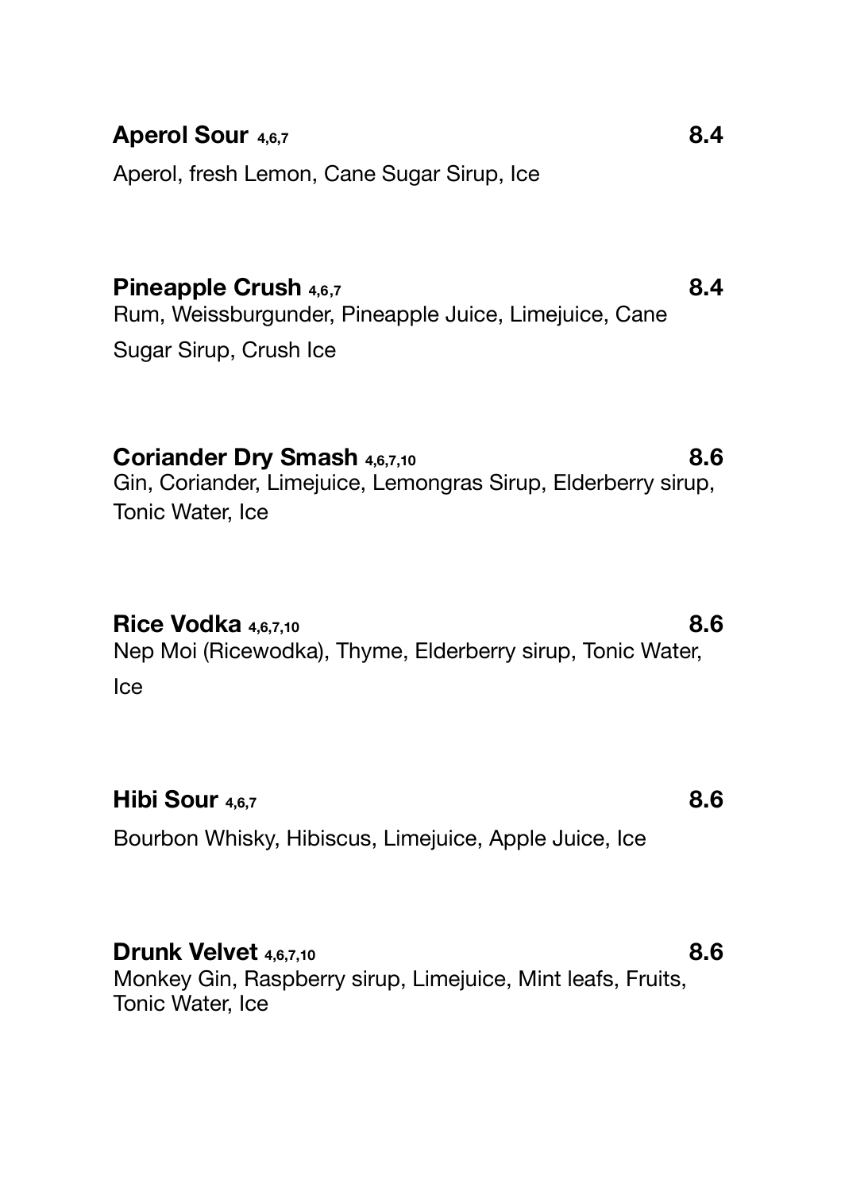**Aperol Sour** 4,6,7 **8.4**

Aperol, fresh Lemon, Cane Sugar Sirup, Ice

**Pineapple Crush** 4,6,7 **8.4**

Rum, Weissburgunder, Pineapple Juice, Limejuice, Cane Sugar Sirup, Crush Ice

**Coriander Dry Smash** 4,6,7,10 **8.6**

Gin, Coriander, Limejuice, Lemongras Sirup, Elderberry sirup, Tonic Water, Ice

**Rice Vodka** 4,6,7,10 **8.6**

Nep Moi (Ricewodka), Thyme, Elderberry sirup, Tonic Water, Ice

**Hibi Sour** 4,6,7 **8.6**

Bourbon Whisky, Hibiscus, Limejuice, Apple Juice, Ice

**Drunk Velvet** 4,6,7,10 **8.6**

Monkey Gin, Raspberry sirup, Limejuice, Mint leafs, Fruits, Tonic Water, Ice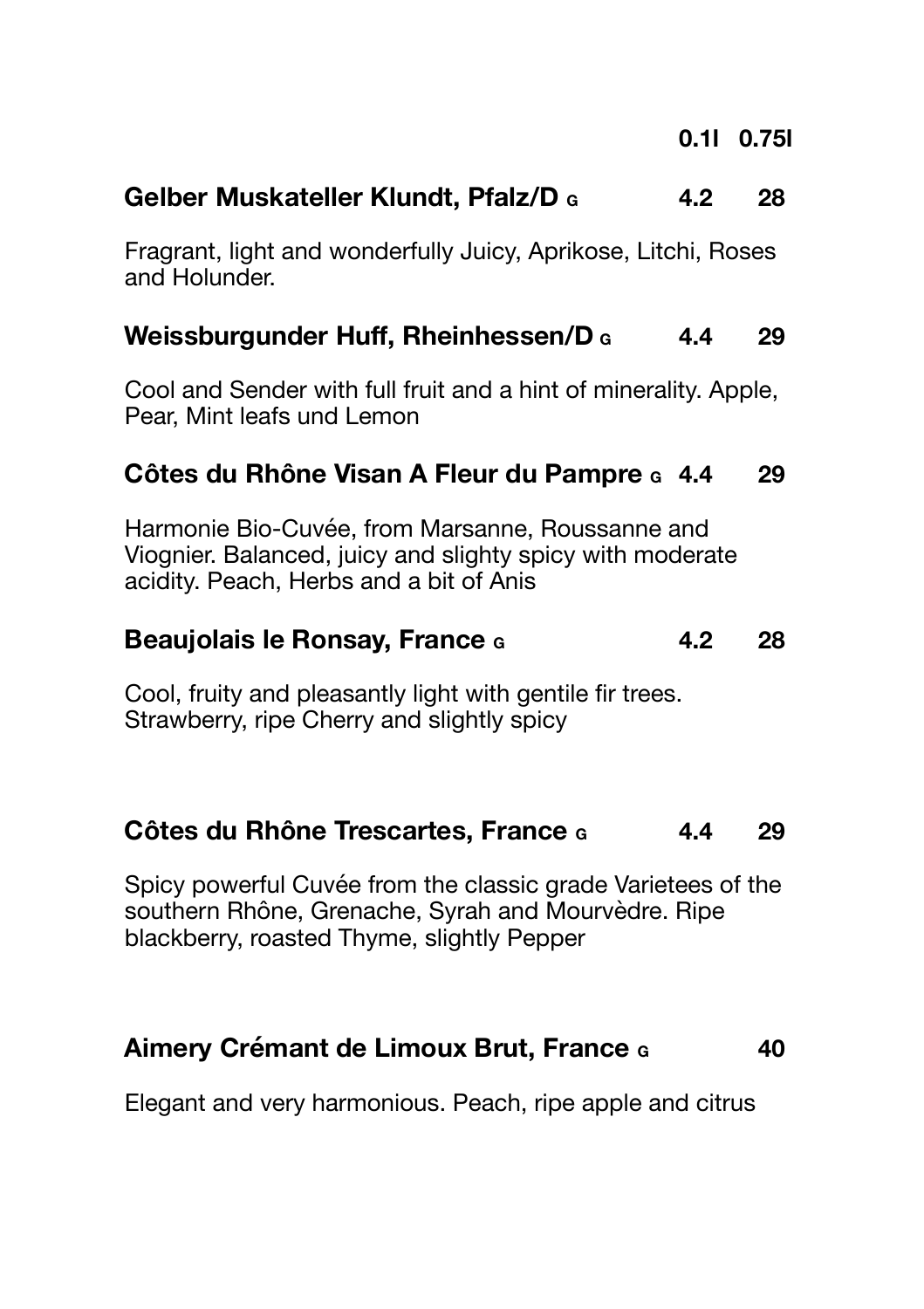| | 0.1l | 0.75l |
|---|---|---|
| **Gelber Muskateller Klundt, Pfalz/D** G | **4.2** | **28** |

Fragrant, light and wonderfully Juicy, Aprikose, Litchi, Roses and Holunder.

| | | |
|---|---|---|
| **Weissburgunder Huff, Rheinhessen/D** G | **4.4** | **29** |

Cool and Sender with full fruit and a hint of minerality. Apple, Pear, Mint leafs und Lemon

| | | |
|---|---|---|
| **Côtes du Rhône Visan A Fleur du Pampre** G | **4.4** | **29** |

Harmonie Bio-Cuvée, from Marsanne, Roussanne and Viognier. Balanced, juicy and slighty spicy with moderate acidity. Peach, Herbs and a bit of Anis

| | | |
|---|---|---|
| **Beaujolais le Ronsay, France** G | **4.2** | **28** |

Cool, fruity and pleasantly light with gentile fir trees. Strawberry, ripe Cherry and slightly spicy

| | | |
|---|---|---|
| **Côtes du Rhône Trescartes, France** G | **4.4** | **29** |

Spicy powerful Cuvée from the classic grade Varietees of the southern Rhône, Grenache, Syrah and Mourvèdre. Ripe blackberry, roasted Thyme, slightly Pepper

| | | |
|---|---|---|
| **Aimery Crémant de Limoux Brut, France** G | | **40** |

Elegant and very harmonious. Peach, ripe apple and citrus